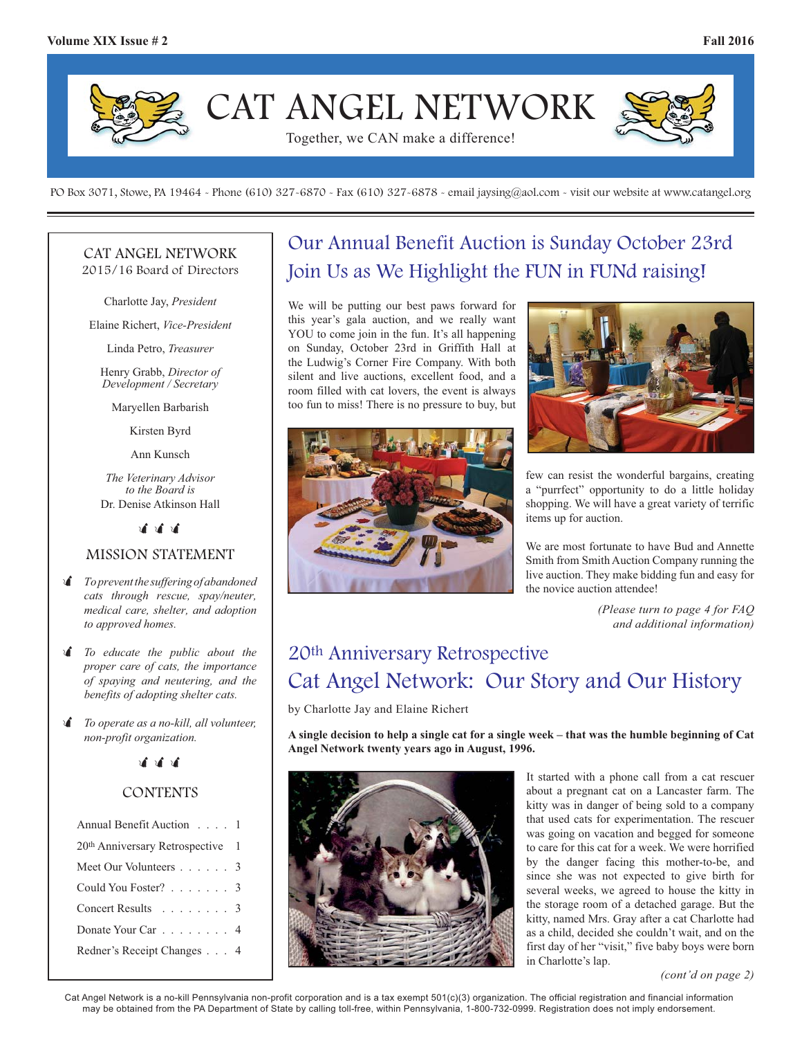# CAT ANGEL NETWORK

Together, we CAN make a difference!

PO Box 3071, Stowe, PA 19464 - Phone (610) 327-6870 - Fax (610) 327-6878 - email jaysing@aol.com - visit our website at www.catangel.org

## CAT ANGEL NETWORK
2015/16 Board of Directors

Charlotte Jay, *President*

Elaine Richert, *Vice-President*

Linda Petro, *Treasurer*

Henry Grabb, *Director of Development / Secretary*

Maryellen Barbarish

Kirsten Byrd

Ann Kunsch

*The Veterinary Advisor to the Board is*
Dr. Denise Atkinson Hall

## MISSION STATEMENT

- *To prevent the suffering of abandoned cats through rescue, spay/neuter, medical care, shelter, and adoption to approved homes.*
- *To educate the public about the proper care of cats, the importance of spaying and neutering, and the benefits of adopting shelter cats.*
- *To operate as a no-kill, all volunteer, non-profit organization.*

## CONTENTS

| | |
|---|---|
| Annual Benefit Auction | 1 |
| 20th Anniversary Retrospective | 1 |
| Meet Our Volunteers | 3 |
| Could You Foster? | 3 |
| Concert Results | 3 |
| Donate Your Car | 4 |
| Redner's Receipt Changes | 4 |

## Our Annual Benefit Auction is Sunday October 23rd Join Us as We Highlight the FUN in FUNd raising!

We will be putting our best paws forward for this year's gala auction, and we really want YOU to come join in the fun. It's all happening on Sunday, October 23rd in Griffith Hall at the Ludwig's Corner Fire Company. With both silent and live auctions, excellent food, and a room filled with cat lovers, the event is always too fun to miss! There is no pressure to buy, but few can resist the wonderful bargains, creating a "purrfect" opportunity to do a little holiday shopping. We will have a great variety of terrific items up for auction.

We are most fortunate to have Bud and Annette Smith from Smith Auction Company running the live auction. They make bidding fun and easy for the novice auction attendee!

*(Please turn to page 4 for FAQ and additional information)*

## 20th Anniversary Retrospective Cat Angel Network: Our Story and Our History

by Charlotte Jay and Elaine Richert

**A single decision to help a single cat for a single week – that was the humble beginning of Cat Angel Network twenty years ago in August, 1996.**

It started with a phone call from a cat rescuer about a pregnant cat on a Lancaster farm. The kitty was in danger of being sold to a company that used cats for experimentation. The rescuer was going on vacation and begged for someone to care for this cat for a week. We were horrified by the danger facing this mother-to-be, and since she was not expected to give birth for several weeks, we agreed to house the kitty in the storage room of a detached garage. But the kitty, named Mrs. Gray after a cat Charlotte had as a child, decided she couldn't wait, and on the first day of her "visit," five baby boys were born in Charlotte's lap.

*(cont'd on page 2)*

Cat Angel Network is a no-kill Pennsylvania non-profit corporation and is a tax exempt 501(c)(3) organization. The official registration and financial information may be obtained from the PA Department of State by calling toll-free, within Pennsylvania, 1-800-732-0999. Registration does not imply endorsement.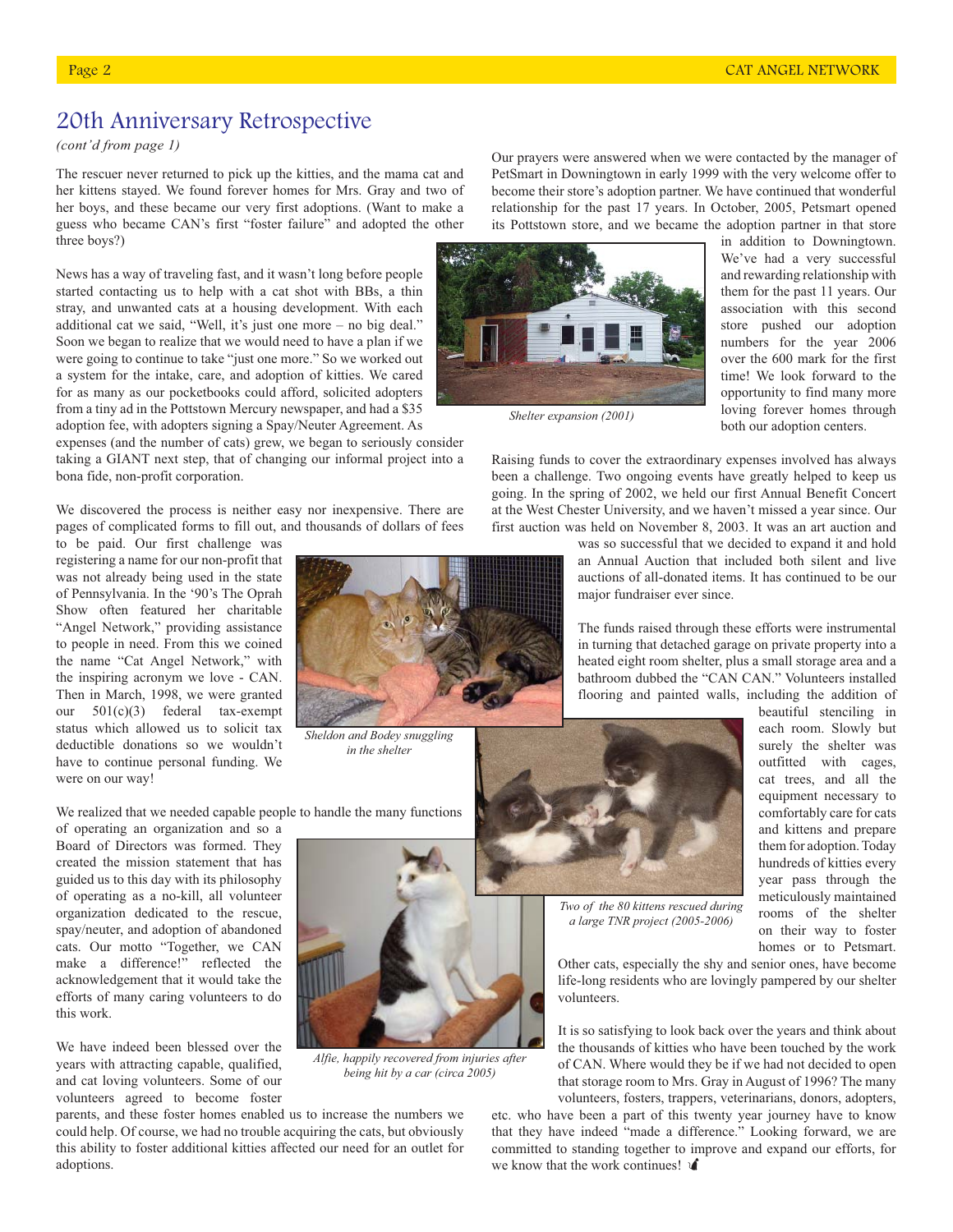## 20th Anniversary Retrospective

*(cont'd from page 1)*

The rescuer never returned to pick up the kitties, and the mama cat and her kittens stayed. We found forever homes for Mrs. Gray and two of her boys, and these became our very first adoptions. (Want to make a guess who became CAN's first "foster failure" and adopted the other three boys?)

News has a way of traveling fast, and it wasn't long before people started contacting us to help with a cat shot with BBs, a thin stray, and unwanted cats at a housing development. With each additional cat we said, "Well, it's just one more – no big deal." Soon we began to realize that we would need to have a plan if we were going to continue to take "just one more." So we worked out a system for the intake, care, and adoption of kitties. We cared for as many as our pocketbooks could afford, solicited adopters from a tiny ad in the Pottstown Mercury newspaper, and had a $35 adoption fee, with adopters signing a Spay/Neuter Agreement. As expenses (and the number of cats) grew, we began to seriously consider taking a GIANT next step, that of changing our informal project into a bona fide, non-profit corporation.

We discovered the process is neither easy nor inexpensive. There are pages of complicated forms to fill out, and thousands of dollars of fees to be paid. Our first challenge was registering a name for our non-profit that was not already being used in the state of Pennsylvania. In the '90's The Oprah Show often featured her charitable "Angel Network," providing assistance to people in need. From this we coined the name "Cat Angel Network," with the inspiring acronym we love - CAN. Then in March, 1998, we were granted our 501(c)(3) federal tax-exempt status which allowed us to solicit tax deductible donations so we wouldn't have to continue personal funding. We were on our way!

*Sheldon and Bodey snuggling in the shelter*

We realized that we needed capable people to handle the many functions of operating an organization and so a Board of Directors was formed. They created the mission statement that has guided us to this day with its philosophy of operating as a no-kill, all volunteer organization dedicated to the rescue, spay/neuter, and adoption of abandoned cats. Our motto "Together, we CAN make a difference!" reflected the acknowledgement that it would take the efforts of many caring volunteers to do this work.

*Alfie, happily recovered from injuries after being hit by a car (circa 2005)*

We have indeed been blessed over the years with attracting capable, qualified, and cat loving volunteers. Some of our volunteers agreed to become foster parents, and these foster homes enabled us to increase the numbers we could help. Of course, we had no trouble acquiring the cats, but obviously this ability to foster additional kitties affected our need for an outlet for adoptions.

Our prayers were answered when we were contacted by the manager of PetSmart in Downingtown in early 1999 with the very welcome offer to become their store's adoption partner. We have continued that wonderful relationship for the past 17 years. In October, 2005, Petsmart opened its Pottstown store, and we became the adoption partner in that store in addition to Downingtown. We've had a very successful and rewarding relationship with them for the past 11 years. Our association with this second store pushed our adoption numbers for the year 2006 over the 600 mark for the first time! We look forward to the opportunity to find many more loving forever homes through both our adoption centers.

*Shelter expansion (2001)*

Raising funds to cover the extraordinary expenses involved has always been a challenge. Two ongoing events have greatly helped to keep us going. In the spring of 2002, we held our first Annual Benefit Concert at the West Chester University, and we haven't missed a year since. Our first auction was held on November 8, 2003. It was an art auction and was so successful that we decided to expand it and hold an Annual Auction that included both silent and live auctions of all-donated items. It has continued to be our major fundraiser ever since.

The funds raised through these efforts were instrumental in turning that detached garage on private property into a heated eight room shelter, plus a small storage area and a bathroom dubbed the "CAN CAN." Volunteers installed flooring and painted walls, including the addition of beautiful stenciling in each room. Slowly but surely the shelter was outfitted with cages, cat trees, and all the equipment necessary to comfortably care for cats and kittens and prepare them for adoption. Today hundreds of kitties every year pass through the meticulously maintained rooms of the shelter on their way to foster homes or to Petsmart. Other cats, especially the shy and senior ones, have become life-long residents who are lovingly pampered by our shelter volunteers.

*Two of the 80 kittens rescued during a large TNR project (2005-2006)*

It is so satisfying to look back over the years and think about the thousands of kitties who have been touched by the work of CAN. Where would they be if we had not decided to open that storage room to Mrs. Gray in August of 1996? The many volunteers, fosters, trappers, veterinarians, donors, adopters, etc. who have been a part of this twenty year journey have to know that they have indeed "made a difference." Looking forward, we are committed to standing together to improve and expand our efforts, for we know that the work continues!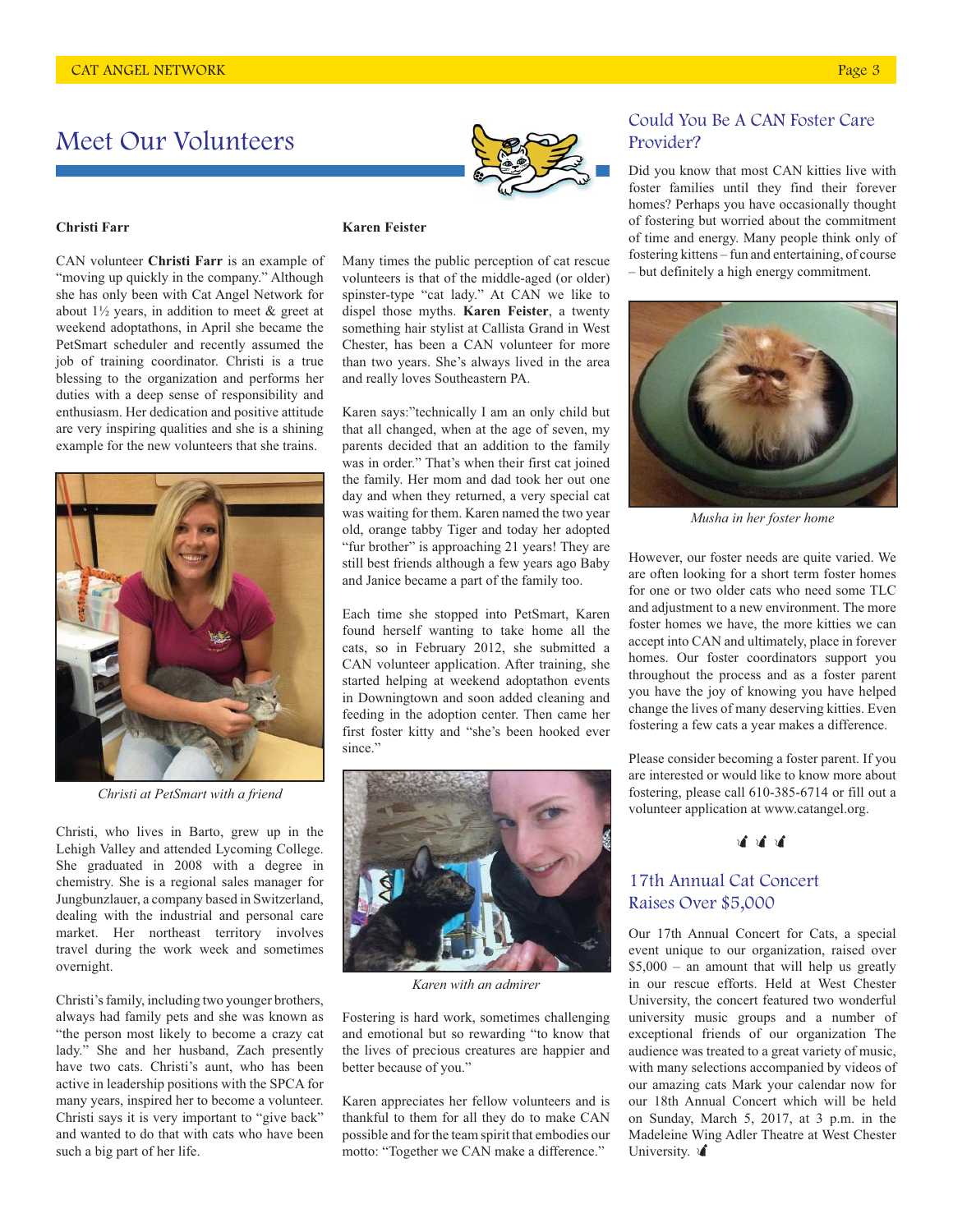# Meet Our Volunteers

### Christi Farr

CAN volunteer **Christi Farr** is an example of "moving up quickly in the company." Although she has only been with Cat Angel Network for about 1½ years, in addition to meet & greet at weekend adoptathons, in April she became the PetSmart scheduler and recently assumed the job of training coordinator. Christi is a true blessing to the organization and performs her duties with a deep sense of responsibility and enthusiasm. Her dedication and positive attitude are very inspiring qualities and she is a shining example for the new volunteers that she trains.

*Christi at PetSmart with a friend*

Christi, who lives in Barto, grew up in the Lehigh Valley and attended Lycoming College. She graduated in 2008 with a degree in chemistry. She is a regional sales manager for Jungbunzlauer, a company based in Switzerland, dealing with the industrial and personal care market. Her northeast territory involves travel during the work week and sometimes overnight.

Christi's family, including two younger brothers, always had family pets and she was known as "the person most likely to become a crazy cat lady." She and her husband, Zach presently have two cats. Christi's aunt, who has been active in leadership positions with the SPCA for many years, inspired her to become a volunteer. Christi says it is very important to "give back" and wanted to do that with cats who have been such a big part of her life.

### Karen Feister

Many times the public perception of cat rescue volunteers is that of the middle-aged (or older) spinster-type "cat lady." At CAN we like to dispel those myths. **Karen Feister**, a twenty something hair stylist at Callista Grand in West Chester, has been a CAN volunteer for more than two years. She's always lived in the area and really loves Southeastern PA.

Karen says:"technically I am an only child but that all changed, when at the age of seven, my parents decided that an addition to the family was in order." That's when their first cat joined the family. Her mom and dad took her out one day and when they returned, a very special cat was waiting for them. Karen named the two year old, orange tabby Tiger and today her adopted "fur brother" is approaching 21 years! They are still best friends although a few years ago Baby and Janice became a part of the family too.

Each time she stopped into PetSmart, Karen found herself wanting to take home all the cats, so in February 2012, she submitted a CAN volunteer application. After training, she started helping at weekend adoptathon events in Downingtown and soon added cleaning and feeding in the adoption center. Then came her first foster kitty and "she's been hooked ever since."

*Karen with an admirer*

Fostering is hard work, sometimes challenging and emotional but so rewarding "to know that the lives of precious creatures are happier and better because of you."

Karen appreciates her fellow volunteers and is thankful to them for all they do to make CAN possible and for the team spirit that embodies our motto: "Together we CAN make a difference."

## Could You Be A CAN Foster Care Provider?

Did you know that most CAN kitties live with foster families until they find their forever homes? Perhaps you have occasionally thought of fostering but worried about the commitment of time and energy. Many people think only of fostering kittens – fun and entertaining, of course – but definitely a high energy commitment.

*Musha in her foster home*

However, our foster needs are quite varied. We are often looking for a short term foster homes for one or two older cats who need some TLC and adjustment to a new environment. The more foster homes we have, the more kitties we can accept into CAN and ultimately, place in forever homes. Our foster coordinators support you throughout the process and as a foster parent you have the joy of knowing you have helped change the lives of many deserving kitties. Even fostering a few cats a year makes a difference.

Please consider becoming a foster parent. If you are interested or would like to know more about fostering, please call 610-385-6714 or fill out a volunteer application at www.catangel.org.

## 17th Annual Cat Concert Raises Over $5,000

Our 17th Annual Concert for Cats, a special event unique to our organization, raised over $5,000 – an amount that will help us greatly in our rescue efforts. Held at West Chester University, the concert featured two wonderful university music groups and a number of exceptional friends of our organization The audience was treated to a great variety of music, with many selections accompanied by videos of our amazing cats Mark your calendar now for our 18th Annual Concert which will be held on Sunday, March 5, 2017, at 3 p.m. in the Madeleine Wing Adler Theatre at West Chester University.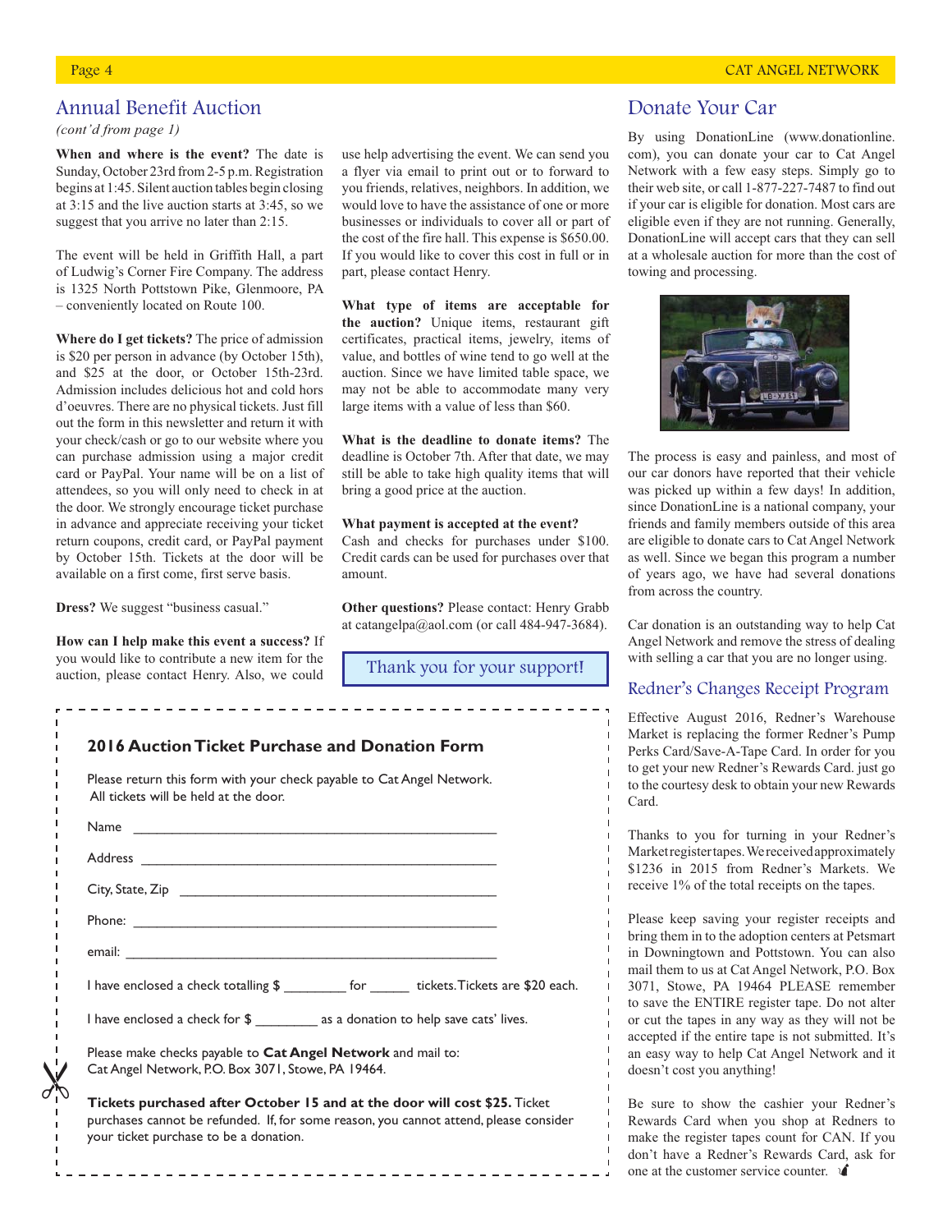## Annual Benefit Auction

*(cont'd from page 1)*

**When and where is the event?** The date is Sunday, October 23rd from 2-5 p.m. Registration begins at 1:45. Silent auction tables begin closing at 3:15 and the live auction starts at 3:45, so we suggest that you arrive no later than 2:15.

The event will be held in Griffith Hall, a part of Ludwig's Corner Fire Company. The address is 1325 North Pottstown Pike, Glenmoore, PA – conveniently located on Route 100.

**Where do I get tickets?** The price of admission is $20 per person in advance (by October 15th), and $25 at the door, or October 15th-23rd. Admission includes delicious hot and cold hors d'oeuvres. There are no physical tickets. Just fill out the form in this newsletter and return it with your check/cash or go to our website where you can purchase admission using a major credit card or PayPal. Your name will be on a list of attendees, so you will only need to check in at the door. We strongly encourage ticket purchase in advance and appreciate receiving your ticket return coupons, credit card, or PayPal payment by October 15th. Tickets at the door will be available on a first come, first serve basis.

**Dress?** We suggest "business casual."

**How can I help make this event a success?** If you would like to contribute a new item for the auction, please contact Henry. Also, we could use help advertising the event. We can send you a flyer via email to print out or to forward to you friends, relatives, neighbors. In addition, we would love to have the assistance of one or more businesses or individuals to cover all or part of the cost of the fire hall. This expense is $650.00. If you would like to cover this cost in full or in part, please contact Henry.

**What type of items are acceptable for the auction?** Unique items, restaurant gift certificates, practical items, jewelry, items of value, and bottles of wine tend to go well at the auction. Since we have limited table space, we may not be able to accommodate many very large items with a value of less than $60.

**What is the deadline to donate items?** The deadline is October 7th. After that date, we may still be able to take high quality items that will bring a good price at the auction.

**What payment is accepted at the event?** Cash and checks for purchases under $100. Credit cards can be used for purchases over that amount.

**Other questions?** Please contact: Henry Grabb at catangelpa@aol.com (or call 484-947-3684).

Thank you for your support!

### 2016 Auction Ticket Purchase and Donation Form

Please return this form with your check payable to Cat Angel Network. All tickets will be held at the door.

Name ____________________________________________

Address __________________________________________

City, State, Zip ____________________________________

Phone: ___________________________________________

email: ___________________________________________

I have enclosed a check totalling $ ________ for _____ tickets. Tickets are $20 each.

I have enclosed a check for $ ________ as a donation to help save cats' lives.

Please make checks payable to **Cat Angel Network** and mail to:
Cat Angel Network, P.O. Box 3071, Stowe, PA 19464.

**Tickets purchased after October 15 and at the door will cost $25.** Ticket purchases cannot be refunded. If, for some reason, you cannot attend, please consider your ticket purchase to be a donation.

## Donate Your Car

By using DonationLine (www.donationline.com), you can donate your car to Cat Angel Network with a few easy steps. Simply go to their web site, or call 1-877-227-7487 to find out if your car is eligible for donation. Most cars are eligible even if they are not running. Generally, DonationLine will accept cars that they can sell at a wholesale auction for more than the cost of towing and processing.

The process is easy and painless, and most of our car donors have reported that their vehicle was picked up within a few days! In addition, since DonationLine is a national company, your friends and family members outside of this area are eligible to donate cars to Cat Angel Network as well. Since we began this program a number of years ago, we have had several donations from across the country.

Car donation is an outstanding way to help Cat Angel Network and remove the stress of dealing with selling a car that you are no longer using.

## Redner's Changes Receipt Program

Effective August 2016, Redner's Warehouse Market is replacing the former Redner's Pump Perks Card/Save-A-Tape Card. In order for you to get your new Redner's Rewards Card. just go to the courtesy desk to obtain your new Rewards Card.

Thanks to you for turning in your Redner's Market register tapes. We received approximately $1236 in 2015 from Redner's Markets. We receive 1% of the total receipts on the tapes.

Please keep saving your register receipts and bring them in to the adoption centers at Petsmart in Downingtown and Pottstown. You can also mail them to us at Cat Angel Network, P.O. Box 3071, Stowe, PA 19464 PLEASE remember to save the ENTIRE register tape. Do not alter or cut the tapes in any way as they will not be accepted if the entire tape is not submitted. It's an easy way to help Cat Angel Network and it doesn't cost you anything!

Be sure to show the cashier your Redner's Rewards Card when you shop at Redners to make the register tapes count for CAN. If you don't have a Redner's Rewards Card, ask for one at the customer service counter.